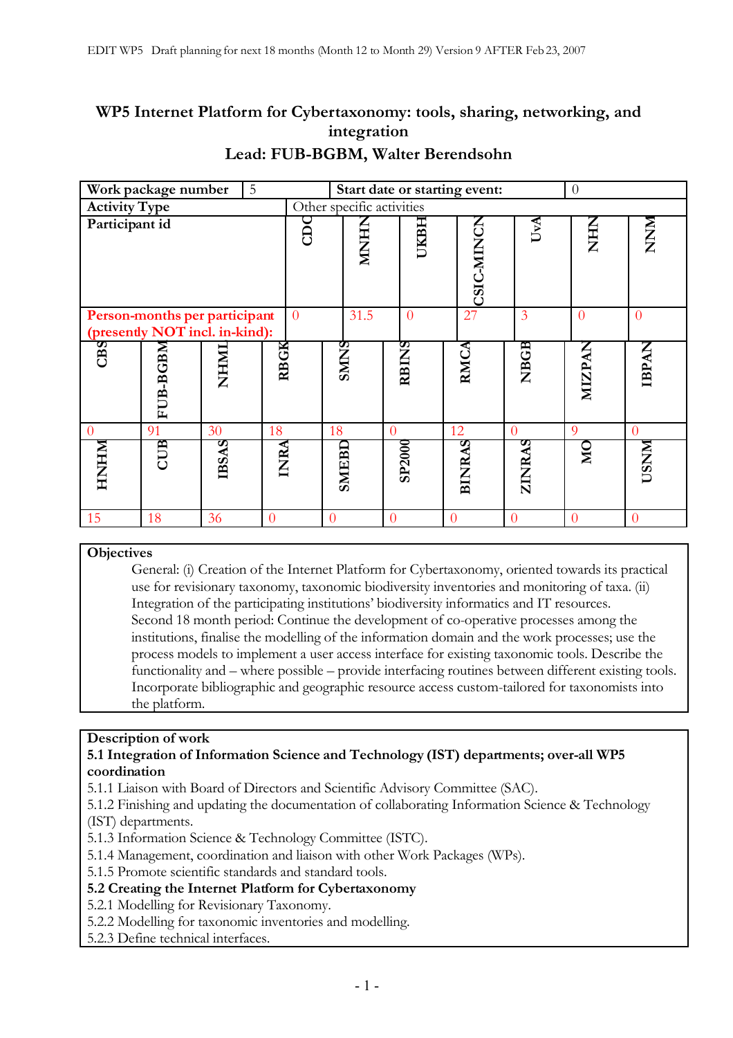# WP5 Internet Platform for Cybertaxonomy: tools, sharing, networking, and integration

## Lead: FUB-BGBM, Walter Berendsohn

| Work package number | 5 | Start date or starting event: | | | | 0 | | | |
|---|---|---|---|---|---|---|---|---|---|
| **Activity Type** | | Other specific activities | | | | | | | |
| **Participant id** | | | CDC | MNHN | UKBH | CSIC-MINCN | UvA | NHN | NNM |
| **Person-months per participant (presently NOT incl. in-kind):** | | | 0 | 31.5 | 0 | 27 | 3 | 0 | 0 |
| **CBS** | **FUB-BGBM** | **NHMI** | **RBGK** | **SMNS** | **RBINS** | **RMCA** | **NBGB** | **MIZPAN** | **IBPAN** |
| 0 | 91 | 30 | 18 | 18 | 0 | 12 | 0 | 9 | 0 |
| **HNHM** | **CUB** | **IBSAS** | **INRA** | **SMEBD** | **SP2000** | **BINRAS** | **ZINRAS** | **MO** | **USNM** |
| 15 | 18 | 36 | 0 | 0 | 0 | 0 | 0 | 0 | 0 |

**Objectives**

General: (i) Creation of the Internet Platform for Cybertaxonomy, oriented towards its practical use for revisionary taxonomy, taxonomic biodiversity inventories and monitoring of taxa. (ii) Integration of the participating institutions' biodiversity informatics and IT resources.

Second 18 month period: Continue the development of co-operative processes among the institutions, finalise the modelling of the information domain and the work processes; use the process models to implement a user access interface for existing taxonomic tools. Describe the functionality and – where possible – provide interfacing routines between different existing tools. Incorporate bibliographic and geographic resource access custom-tailored for taxonomists into the platform.

**Description of work**

**5.1 Integration of Information Science and Technology (IST) departments; over-all WP5 coordination**

5.1.1 Liaison with Board of Directors and Scientific Advisory Committee (SAC).
5.1.2 Finishing and updating the documentation of collaborating Information Science & Technology (IST) departments.
5.1.3 Information Science & Technology Committee (ISTC).
5.1.4 Management, coordination and liaison with other Work Packages (WPs).
5.1.5 Promote scientific standards and standard tools.

**5.2 Creating the Internet Platform for Cybertaxonomy**

5.2.1 Modelling for Revisionary Taxonomy.
5.2.2 Modelling for taxonomic inventories and modelling.
5.2.3 Define technical interfaces.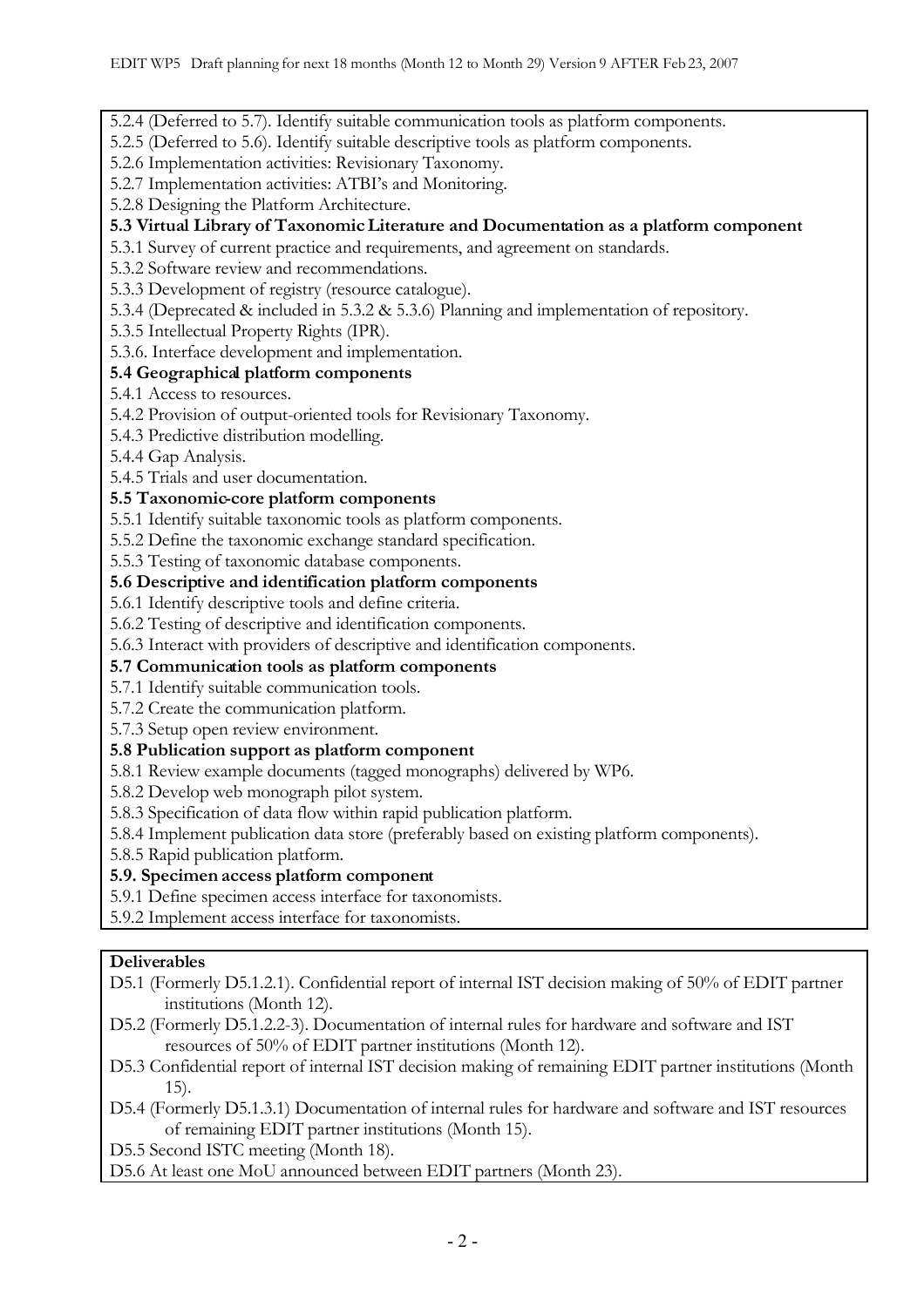5.2.4 (Deferred to 5.7). Identify suitable communication tools as platform components.
5.2.5 (Deferred to 5.6). Identify suitable descriptive tools as platform components.
5.2.6 Implementation activities: Revisionary Taxonomy.
5.2.7 Implementation activities: ATBI's and Monitoring.
5.2.8 Designing the Platform Architecture.

**5.3 Virtual Library of Taxonomic Literature and Documentation as a platform component**

5.3.1 Survey of current practice and requirements, and agreement on standards.
5.3.2 Software review and recommendations.
5.3.3 Development of registry (resource catalogue).
5.3.4 (Deprecated & included in 5.3.2 & 5.3.6) Planning and implementation of repository.
5.3.5 Intellectual Property Rights (IPR).
5.3.6. Interface development and implementation.

**5.4 Geographical platform components**

5.4.1 Access to resources.
5.4.2 Provision of output-oriented tools for Revisionary Taxonomy.
5.4.3 Predictive distribution modelling.
5.4.4 Gap Analysis.
5.4.5 Trials and user documentation.

**5.5 Taxonomic-core platform components**

5.5.1 Identify suitable taxonomic tools as platform components.
5.5.2 Define the taxonomic exchange standard specification.
5.5.3 Testing of taxonomic database components.

**5.6 Descriptive and identification platform components**

5.6.1 Identify descriptive tools and define criteria.
5.6.2 Testing of descriptive and identification components.
5.6.3 Interact with providers of descriptive and identification components.

**5.7 Communication tools as platform components**

5.7.1 Identify suitable communication tools.
5.7.2 Create the communication platform.
5.7.3 Setup open review environment.

**5.8 Publication support as platform component**

5.8.1 Review example documents (tagged monographs) delivered by WP6.
5.8.2 Develop web monograph pilot system.
5.8.3 Specification of data flow within rapid publication platform.
5.8.4 Implement publication data store (preferably based on existing platform components).
5.8.5 Rapid publication platform.

**5.9. Specimen access platform component**

5.9.1 Define specimen access interface for taxonomists.
5.9.2 Implement access interface for taxonomists.

**Deliverables**

D5.1 (Formerly D5.1.2.1). Confidential report of internal IST decision making of 50% of EDIT partner institutions (Month 12).
D5.2 (Formerly D5.1.2.2-3). Documentation of internal rules for hardware and software and IST resources of 50% of EDIT partner institutions (Month 12).
D5.3 Confidential report of internal IST decision making of remaining EDIT partner institutions (Month 15).
D5.4 (Formerly D5.1.3.1) Documentation of internal rules for hardware and software and IST resources of remaining EDIT partner institutions (Month 15).
D5.5 Second ISTC meeting (Month 18).
D5.6 At least one MoU announced between EDIT partners (Month 23).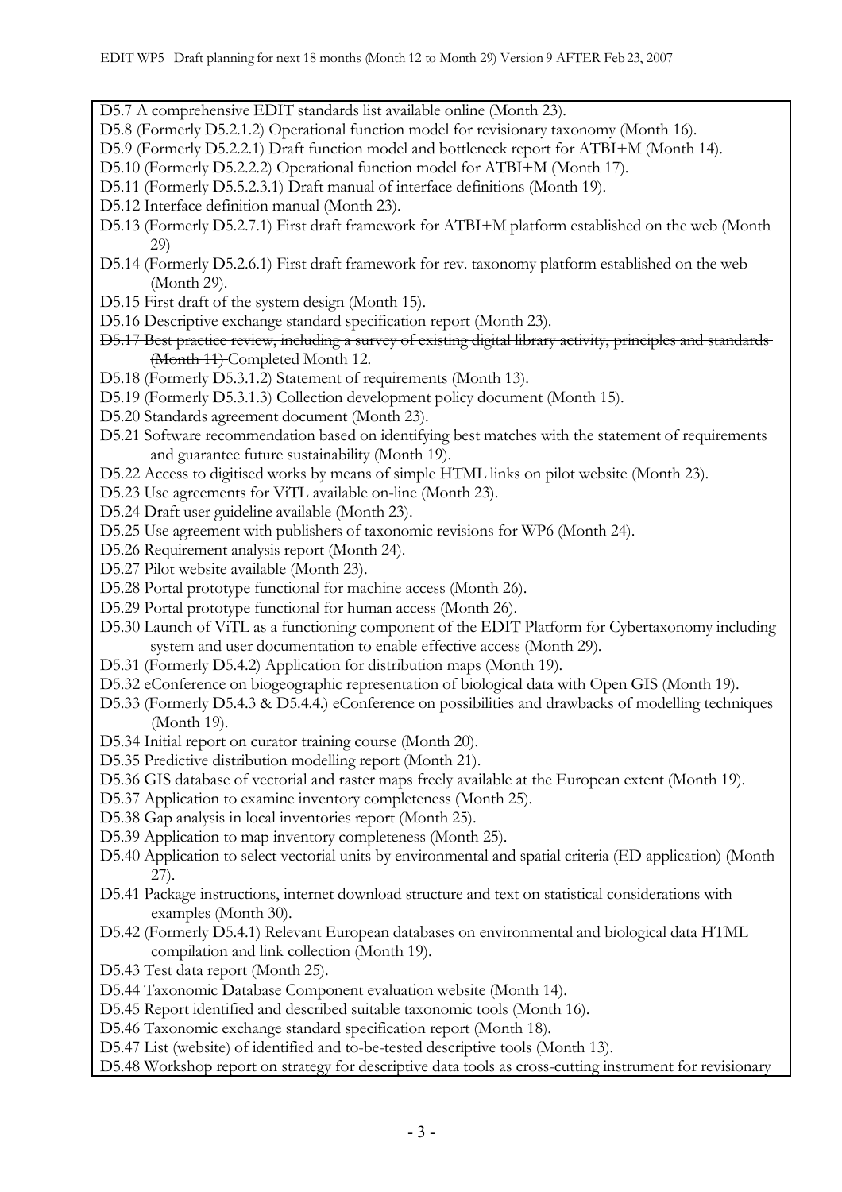D5.7 A comprehensive EDIT standards list available online (Month 23).
D5.8 (Formerly D5.2.1.2) Operational function model for revisionary taxonomy (Month 16).
D5.9 (Formerly D5.2.2.1) Draft function model and bottleneck report for ATBI+M (Month 14).
D5.10 (Formerly D5.2.2.2) Operational function model for ATBI+M (Month 17).
D5.11 (Formerly D5.5.2.3.1) Draft manual of interface definitions (Month 19).
D5.12 Interface definition manual (Month 23).
D5.13 (Formerly D5.2.7.1) First draft framework for ATBI+M platform established on the web (Month 29)
D5.14 (Formerly D5.2.6.1) First draft framework for rev. taxonomy platform established on the web (Month 29).
D5.15 First draft of the system design (Month 15).
D5.16 Descriptive exchange standard specification report (Month 23).
~~D5.17 Best practice review, including a survey of existing digital library activity, principles and standards (Month 11)~~ Completed Month 12.
D5.18 (Formerly D5.3.1.2) Statement of requirements (Month 13).
D5.19 (Formerly D5.3.1.3) Collection development policy document (Month 15).
D5.20 Standards agreement document (Month 23).
D5.21 Software recommendation based on identifying best matches with the statement of requirements and guarantee future sustainability (Month 19).
D5.22 Access to digitised works by means of simple HTML links on pilot website (Month 23).
D5.23 Use agreements for ViTL available on-line (Month 23).
D5.24 Draft user guideline available (Month 23).
D5.25 Use agreement with publishers of taxonomic revisions for WP6 (Month 24).
D5.26 Requirement analysis report (Month 24).
D5.27 Pilot website available (Month 23).
D5.28 Portal prototype functional for machine access (Month 26).
D5.29 Portal prototype functional for human access (Month 26).
D5.30 Launch of ViTL as a functioning component of the EDIT Platform for Cybertaxonomy including system and user documentation to enable effective access (Month 29).
D5.31 (Formerly D5.4.2) Application for distribution maps (Month 19).
D5.32 eConference on biogeographic representation of biological data with Open GIS (Month 19).
D5.33 (Formerly D5.4.3 & D5.4.4.) eConference on possibilities and drawbacks of modelling techniques (Month 19).
D5.34 Initial report on curator training course (Month 20).
D5.35 Predictive distribution modelling report (Month 21).
D5.36 GIS database of vectorial and raster maps freely available at the European extent (Month 19).
D5.37 Application to examine inventory completeness (Month 25).
D5.38 Gap analysis in local inventories report (Month 25).
D5.39 Application to map inventory completeness (Month 25).
D5.40 Application to select vectorial units by environmental and spatial criteria (ED application) (Month 27).
D5.41 Package instructions, internet download structure and text on statistical considerations with examples (Month 30).
D5.42 (Formerly D5.4.1) Relevant European databases on environmental and biological data HTML compilation and link collection (Month 19).
D5.43 Test data report (Month 25).
D5.44 Taxonomic Database Component evaluation website (Month 14).
D5.45 Report identified and described suitable taxonomic tools (Month 16).
D5.46 Taxonomic exchange standard specification report (Month 18).
D5.47 List (website) of identified and to-be-tested descriptive tools (Month 13).
D5.48 Workshop report on strategy for descriptive data tools as cross-cutting instrument for revisionary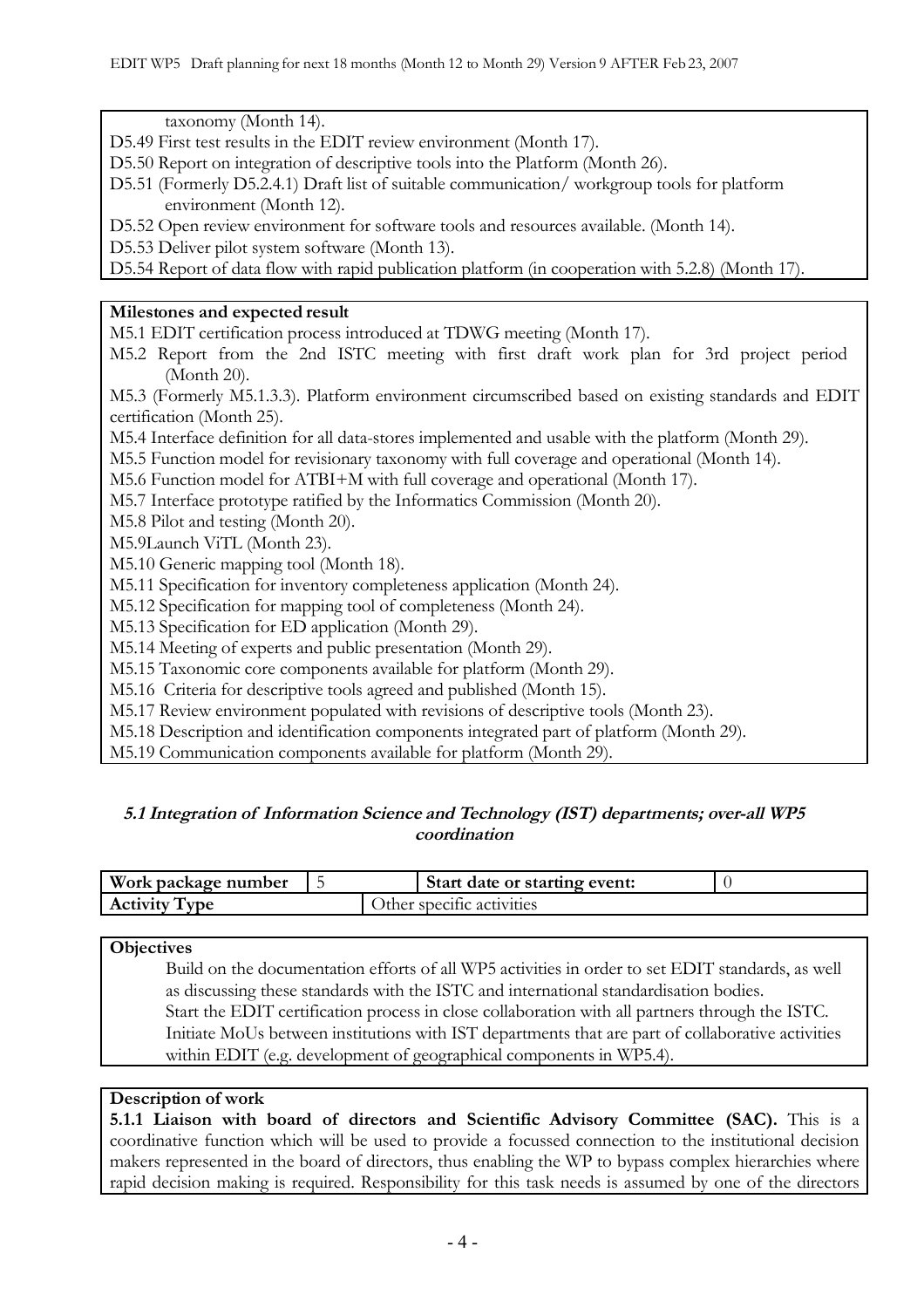taxonomy (Month 14).

D5.49 First test results in the EDIT review environment (Month 17).

D5.50 Report on integration of descriptive tools into the Platform (Month 26).

D5.51 (Formerly D5.2.4.1) Draft list of suitable communication/ workgroup tools for platform environment (Month 12).

D5.52 Open review environment for software tools and resources available. (Month 14).

D5.53 Deliver pilot system software (Month 13).

D5.54 Report of data flow with rapid publication platform (in cooperation with 5.2.8) (Month 17).

**Milestones and expected result**

M5.1 EDIT certification process introduced at TDWG meeting (Month 17).

M5.2 Report from the 2nd ISTC meeting with first draft work plan for 3rd project period (Month 20).

M5.3 (Formerly M5.1.3.3). Platform environment circumscribed based on existing standards and EDIT certification (Month 25).

M5.4 Interface definition for all data-stores implemented and usable with the platform (Month 29).

M5.5 Function model for revisionary taxonomy with full coverage and operational (Month 14).

M5.6 Function model for ATBI+M with full coverage and operational (Month 17).

M5.7 Interface prototype ratified by the Informatics Commission (Month 20).

M5.8 Pilot and testing (Month 20).

M5.9Launch ViTL (Month 23).

M5.10 Generic mapping tool (Month 18).

M5.11 Specification for inventory completeness application (Month 24).

M5.12 Specification for mapping tool of completeness (Month 24).

M5.13 Specification for ED application (Month 29).

M5.14 Meeting of experts and public presentation (Month 29).

M5.15 Taxonomic core components available for platform (Month 29).

M5.16 Criteria for descriptive tools agreed and published (Month 15).

M5.17 Review environment populated with revisions of descriptive tools (Month 23).

M5.18 Description and identification components integrated part of platform (Month 29).

M5.19 Communication components available for platform (Month 29).

### *5.1 Integration of Information Science and Technology (IST) departments; over-all WP5 coordination*

| **Work package number** | 5 | **Start date or starting event:** | 0 |
|---|---|---|---|
| **Activity Type** | Other specific activities | | |

**Objectives**

Build on the documentation efforts of all WP5 activities in order to set EDIT standards, as well as discussing these standards with the ISTC and international standardisation bodies.

Start the EDIT certification process in close collaboration with all partners through the ISTC.

Initiate MoUs between institutions with IST departments that are part of collaborative activities within EDIT (e.g. development of geographical components in WP5.4).

**Description of work**

**5.1.1 Liaison with board of directors and Scientific Advisory Committee (SAC).** This is a coordinative function which will be used to provide a focussed connection to the institutional decision makers represented in the board of directors, thus enabling the WP to bypass complex hierarchies where rapid decision making is required. Responsibility for this task needs is assumed by one of the directors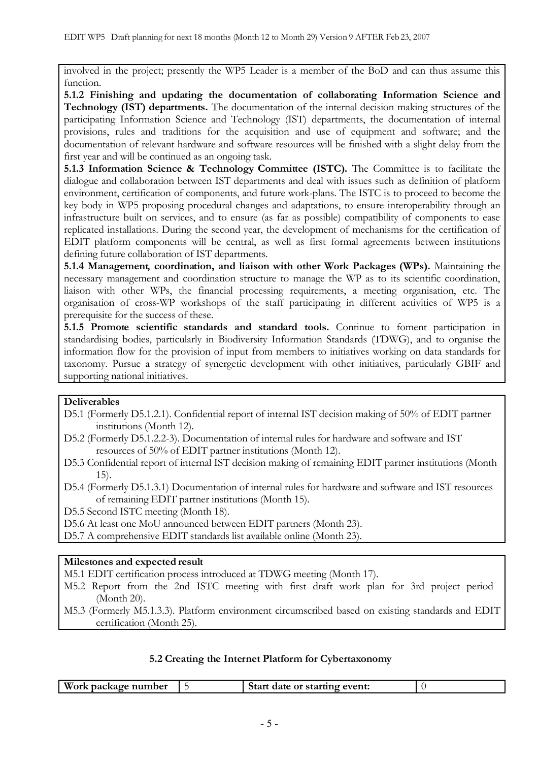involved in the project; presently the WP5 Leader is a member of the BoD and can thus assume this function.

**5.1.2 Finishing and updating the documentation of collaborating Information Science and Technology (IST) departments.** The documentation of the internal decision making structures of the participating Information Science and Technology (IST) departments, the documentation of internal provisions, rules and traditions for the acquisition and use of equipment and software; and the documentation of relevant hardware and software resources will be finished with a slight delay from the first year and will be continued as an ongoing task.

**5.1.3 Information Science & Technology Committee (ISTC).** The Committee is to facilitate the dialogue and collaboration between IST departments and deal with issues such as definition of platform environment, certification of components, and future work-plans. The ISTC is to proceed to become the key body in WP5 proposing procedural changes and adaptations, to ensure interoperability through an infrastructure built on services, and to ensure (as far as possible) compatibility of components to ease replicated installations. During the second year, the development of mechanisms for the certification of EDIT platform components will be central, as well as first formal agreements between institutions defining future collaboration of IST departments.

**5.1.4 Management, coordination, and liaison with other Work Packages (WPs).** Maintaining the necessary management and coordination structure to manage the WP as to its scientific coordination, liaison with other WPs, the financial processing requirements, a meeting organisation, etc. The organisation of cross-WP workshops of the staff participating in different activities of WP5 is a prerequisite for the success of these.

**5.1.5 Promote scientific standards and standard tools.** Continue to foment participation in standardising bodies, particularly in Biodiversity Information Standards (TDWG), and to organise the information flow for the provision of input from members to initiatives working on data standards for taxonomy. Pursue a strategy of synergetic development with other initiatives, particularly GBIF and supporting national initiatives.

**Deliverables**

D5.1 (Formerly D5.1.2.1). Confidential report of internal IST decision making of 50% of EDIT partner institutions (Month 12).

D5.2 (Formerly D5.1.2.2-3). Documentation of internal rules for hardware and software and IST resources of 50% of EDIT partner institutions (Month 12).

D5.3 Confidential report of internal IST decision making of remaining EDIT partner institutions (Month 15).

D5.4 (Formerly D5.1.3.1) Documentation of internal rules for hardware and software and IST resources of remaining EDIT partner institutions (Month 15).

D5.5 Second ISTC meeting (Month 18).

D5.6 At least one MoU announced between EDIT partners (Month 23).

D5.7 A comprehensive EDIT standards list available online (Month 23).

**Milestones and expected result**

M5.1 EDIT certification process introduced at TDWG meeting (Month 17).

M5.2 Report from the 2nd ISTC meeting with first draft work plan for 3rd project period (Month 20).

M5.3 (Formerly M5.1.3.3). Platform environment circumscribed based on existing standards and EDIT certification (Month 25).

### 5.2 Creating the Internet Platform for Cybertaxonomy

| **Work package number** | 5 | **Start date or starting event:** | 0 |
|---|---|---|---|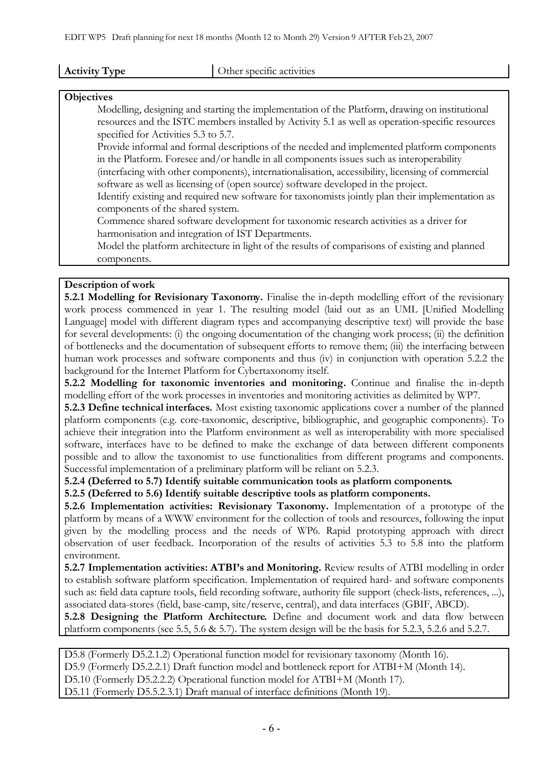| **Activity Type** | Other specific activities |
|---|---|

**Objectives**

Modelling, designing and starting the implementation of the Platform, drawing on institutional resources and the ISTC members installed by Activity 5.1 as well as operation-specific resources specified for Activities 5.3 to 5.7.

Provide informal and formal descriptions of the needed and implemented platform components in the Platform. Foresee and/or handle in all components issues such as interoperability (interfacing with other components), internationalisation, accessibility, licensing of commercial software as well as licensing of (open source) software developed in the project.

Identify existing and required new software for taxonomists jointly plan their implementation as components of the shared system.

Commence shared software development for taxonomic research activities as a driver for harmonisation and integration of IST Departments.

Model the platform architecture in light of the results of comparisons of existing and planned components.

**Description of work**

**5.2.1 Modelling for Revisionary Taxonomy.** Finalise the in-depth modelling effort of the revisionary work process commenced in year 1. The resulting model (laid out as an UML [Unified Modelling Language] model with different diagram types and accompanying descriptive text) will provide the base for several developments: (i) the ongoing documentation of the changing work process; (ii) the definition of bottlenecks and the documentation of subsequent efforts to remove them; (iii) the interfacing between human work processes and software components and thus (iv) in conjunction with operation 5.2.2 the background for the Internet Platform for Cybertaxonomy itself.

**5.2.2 Modelling for taxonomic inventories and monitoring.** Continue and finalise the in-depth modelling effort of the work processes in inventories and monitoring activities as delimited by WP7.

**5.2.3 Define technical interfaces.** Most existing taxonomic applications cover a number of the planned platform components (e.g. core-taxonomic, descriptive, bibliographic, and geographic components). To achieve their integration into the Platform environment as well as interoperability with more specialised software, interfaces have to be defined to make the exchange of data between different components possible and to allow the taxonomist to use functionalities from different programs and components. Successful implementation of a preliminary platform will be reliant on 5.2.3.

**5.2.4 (Deferred to 5.7) Identify suitable communication tools as platform components.**

**5.2.5 (Deferred to 5.6) Identify suitable descriptive tools as platform components.**

**5.2.6 Implementation activities: Revisionary Taxonomy.** Implementation of a prototype of the platform by means of a WWW environment for the collection of tools and resources, following the input given by the modelling process and the needs of WP6. Rapid prototyping approach with direct observation of user feedback. Incorporation of the results of activities 5.3 to 5.8 into the platform environment.

**5.2.7 Implementation activities: ATBI's and Monitoring.** Review results of ATBI modelling in order to establish software platform specification. Implementation of required hard- and software components such as: field data capture tools, field recording software, authority file support (check-lists, references, ...), associated data-stores (field, base-camp, site/reserve, central), and data interfaces (GBIF, ABCD).

**5.2.8 Designing the Platform Architecture.** Define and document work and data flow between platform components (see 5.5, 5.6 & 5.7). The system design will be the basis for 5.2.3, 5.2.6 and 5.2.7.

D5.8 (Formerly D5.2.1.2) Operational function model for revisionary taxonomy (Month 16).
D5.9 (Formerly D5.2.2.1) Draft function model and bottleneck report for ATBI+M (Month 14).
D5.10 (Formerly D5.2.2.2) Operational function model for ATBI+M (Month 17).
D5.11 (Formerly D5.5.2.3.1) Draft manual of interface definitions (Month 19).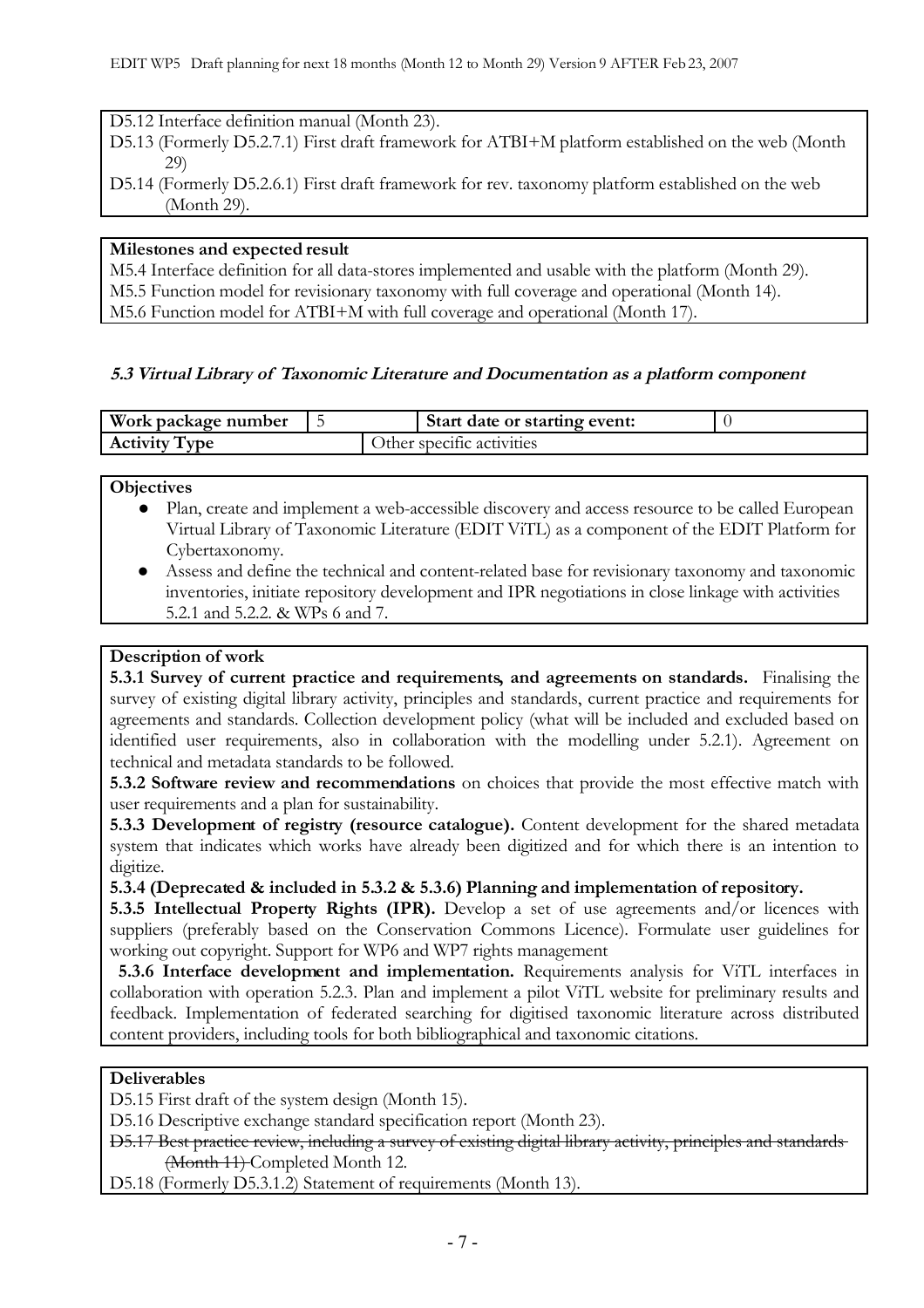D5.12 Interface definition manual (Month 23).
D5.13 (Formerly D5.2.7.1) First draft framework for ATBI+M platform established on the web (Month 29)
D5.14 (Formerly D5.2.6.1) First draft framework for rev. taxonomy platform established on the web (Month 29).

**Milestones and expected result**

M5.4 Interface definition for all data-stores implemented and usable with the platform (Month 29).
M5.5 Function model for revisionary taxonomy with full coverage and operational (Month 14).
M5.6 Function model for ATBI+M with full coverage and operational (Month 17).

### *5.3 Virtual Library of Taxonomic Literature and Documentation as a platform component*

| **Work package number** | 5 | **Start date or starting event:** | 0 |
|---|---|---|---|
| **Activity Type** | | Other specific activities | |

**Objectives**

- Plan, create and implement a web-accessible discovery and access resource to be called European Virtual Library of Taxonomic Literature (EDIT ViTL) as a component of the EDIT Platform for Cybertaxonomy.
- Assess and define the technical and content-related base for revisionary taxonomy and taxonomic inventories, initiate repository development and IPR negotiations in close linkage with activities 5.2.1 and 5.2.2. & WPs 6 and 7.

**Description of work**

**5.3.1 Survey of current practice and requirements, and agreements on standards.** Finalising the survey of existing digital library activity, principles and standards, current practice and requirements for agreements and standards. Collection development policy (what will be included and excluded based on identified user requirements, also in collaboration with the modelling under 5.2.1). Agreement on technical and metadata standards to be followed.

**5.3.2 Software review and recommendations** on choices that provide the most effective match with user requirements and a plan for sustainability.

**5.3.3 Development of registry (resource catalogue).** Content development for the shared metadata system that indicates which works have already been digitized and for which there is an intention to digitize.

**5.3.4 (Deprecated & included in 5.3.2 & 5.3.6) Planning and implementation of repository.**

**5.3.5 Intellectual Property Rights (IPR).** Develop a set of use agreements and/or licences with suppliers (preferably based on the Conservation Commons Licence). Formulate user guidelines for working out copyright. Support for WP6 and WP7 rights management

**5.3.6 Interface development and implementation.** Requirements analysis for ViTL interfaces in collaboration with operation 5.2.3. Plan and implement a pilot ViTL website for preliminary results and feedback. Implementation of federated searching for digitised taxonomic literature across distributed content providers, including tools for both bibliographical and taxonomic citations.

**Deliverables**

D5.15 First draft of the system design (Month 15).
D5.16 Descriptive exchange standard specification report (Month 23).
~~D5.17 Best practice review, including a survey of existing digital library activity, principles and standards (Month 11)~~ Completed Month 12.
D5.18 (Formerly D5.3.1.2) Statement of requirements (Month 13).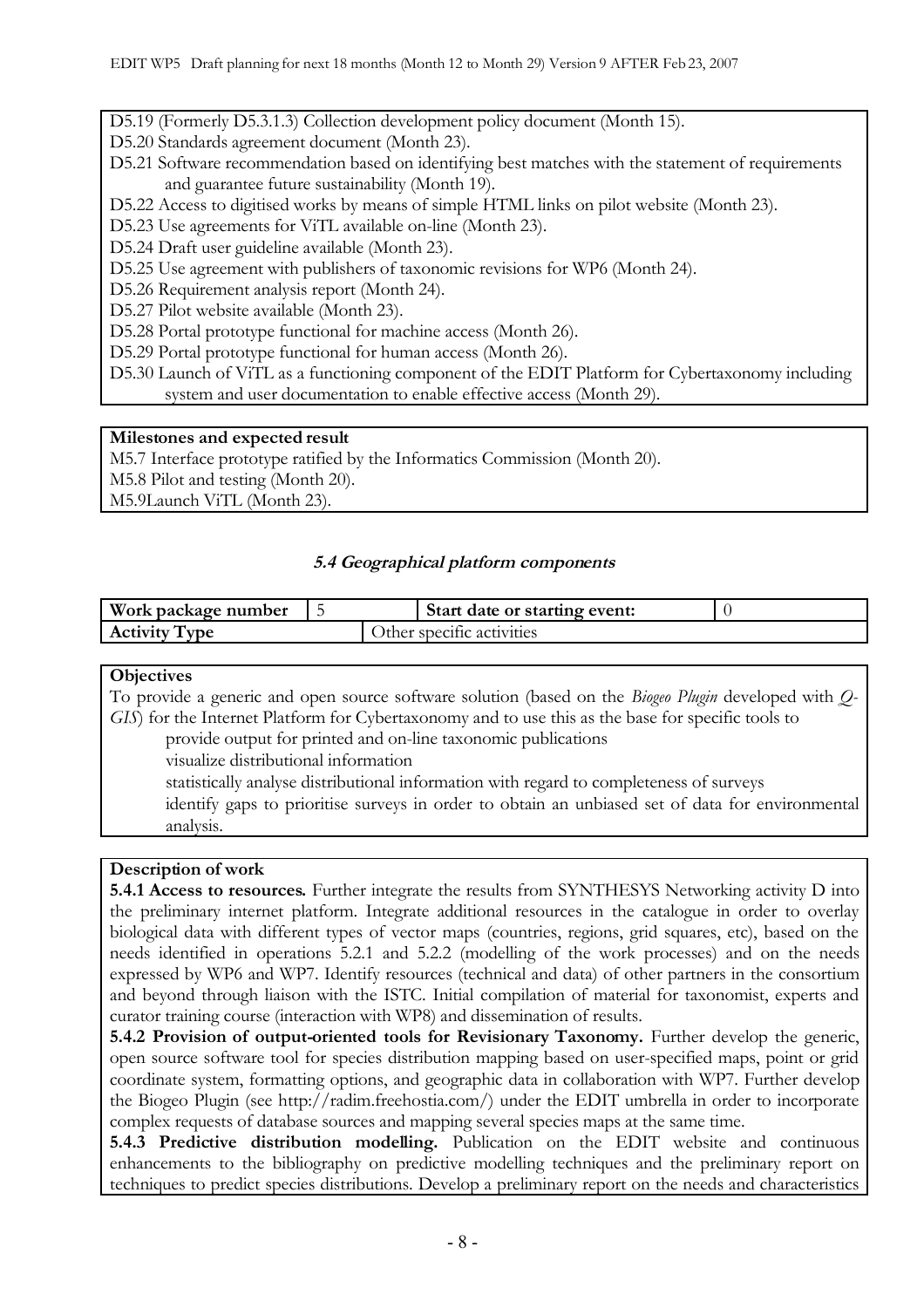D5.19 (Formerly D5.3.1.3) Collection development policy document (Month 15).
D5.20 Standards agreement document (Month 23).
D5.21 Software recommendation based on identifying best matches with the statement of requirements and guarantee future sustainability (Month 19).
D5.22 Access to digitised works by means of simple HTML links on pilot website (Month 23).
D5.23 Use agreements for ViTL available on-line (Month 23).
D5.24 Draft user guideline available (Month 23).
D5.25 Use agreement with publishers of taxonomic revisions for WP6 (Month 24).
D5.26 Requirement analysis report (Month 24).
D5.27 Pilot website available (Month 23).
D5.28 Portal prototype functional for machine access (Month 26).
D5.29 Portal prototype functional for human access (Month 26).
D5.30 Launch of ViTL as a functioning component of the EDIT Platform for Cybertaxonomy including system and user documentation to enable effective access (Month 29).

**Milestones and expected result**

M5.7 Interface prototype ratified by the Informatics Commission (Month 20).
M5.8 Pilot and testing (Month 20).
M5.9Launch ViTL (Month 23).

### *5.4 Geographical platform components*

| **Work package number** | 5 | **Start date or starting event:** | 0 |
|---|---|---|---|
| **Activity Type** | Other specific activities | | |

**Objectives**

To provide a generic and open source software solution (based on the *Biogeo Plugin* developed with *Q-GIS*) for the Internet Platform for Cybertaxonomy and to use this as the base for specific tools to

- provide output for printed and on-line taxonomic publications
- visualize distributional information
- statistically analyse distributional information with regard to completeness of surveys
- identify gaps to prioritise surveys in order to obtain an unbiased set of data for environmental analysis.

**Description of work**

**5.4.1 Access to resources.** Further integrate the results from SYNTHESYS Networking activity D into the preliminary internet platform. Integrate additional resources in the catalogue in order to overlay biological data with different types of vector maps (countries, regions, grid squares, etc), based on the needs identified in operations 5.2.1 and 5.2.2 (modelling of the work processes) and on the needs expressed by WP6 and WP7. Identify resources (technical and data) of other partners in the consortium and beyond through liaison with the ISTC. Initial compilation of material for taxonomist, experts and curator training course (interaction with WP8) and dissemination of results.

**5.4.2 Provision of output-oriented tools for Revisionary Taxonomy.** Further develop the generic, open source software tool for species distribution mapping based on user-specified maps, point or grid coordinate system, formatting options, and geographic data in collaboration with WP7. Further develop the Biogeo Plugin (see http://radim.freehostia.com/) under the EDIT umbrella in order to incorporate complex requests of database sources and mapping several species maps at the same time.

**5.4.3 Predictive distribution modelling.** Publication on the EDIT website and continuous enhancements to the bibliography on predictive modelling techniques and the preliminary report on techniques to predict species distributions. Develop a preliminary report on the needs and characteristics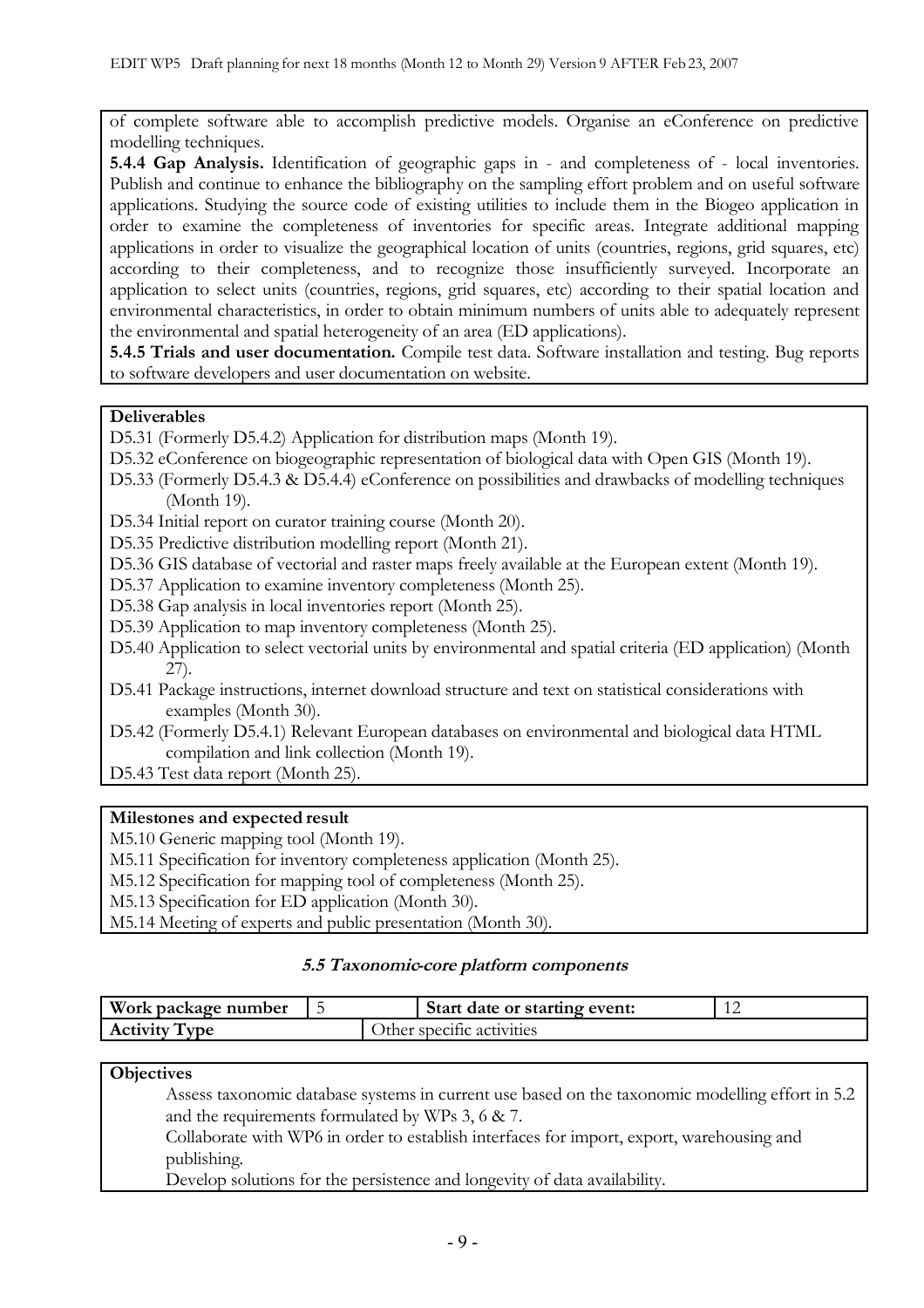of complete software able to accomplish predictive models. Organise an eConference on predictive modelling techniques.

**5.4.4 Gap Analysis.** Identification of geographic gaps in - and completeness of - local inventories. Publish and continue to enhance the bibliography on the sampling effort problem and on useful software applications. Studying the source code of existing utilities to include them in the Biogeo application in order to examine the completeness of inventories for specific areas. Integrate additional mapping applications in order to visualize the geographical location of units (countries, regions, grid squares, etc) according to their completeness, and to recognize those insufficiently surveyed. Incorporate an application to select units (countries, regions, grid squares, etc) according to their spatial location and environmental characteristics, in order to obtain minimum numbers of units able to adequately represent the environmental and spatial heterogeneity of an area (ED applications).

**5.4.5 Trials and user documentation.** Compile test data. Software installation and testing. Bug reports to software developers and user documentation on website.

**Deliverables**

D5.31 (Formerly D5.4.2) Application for distribution maps (Month 19).
D5.32 eConference on biogeographic representation of biological data with Open GIS (Month 19).
D5.33 (Formerly D5.4.3 & D5.4.4) eConference on possibilities and drawbacks of modelling techniques (Month 19).
D5.34 Initial report on curator training course (Month 20).
D5.35 Predictive distribution modelling report (Month 21).
D5.36 GIS database of vectorial and raster maps freely available at the European extent (Month 19).
D5.37 Application to examine inventory completeness (Month 25).
D5.38 Gap analysis in local inventories report (Month 25).
D5.39 Application to map inventory completeness (Month 25).
D5.40 Application to select vectorial units by environmental and spatial criteria (ED application) (Month 27).
D5.41 Package instructions, internet download structure and text on statistical considerations with examples (Month 30).
D5.42 (Formerly D5.4.1) Relevant European databases on environmental and biological data HTML compilation and link collection (Month 19).
D5.43 Test data report (Month 25).

**Milestones and expected result**

M5.10 Generic mapping tool (Month 19).
M5.11 Specification for inventory completeness application (Month 25).
M5.12 Specification for mapping tool of completeness (Month 25).
M5.13 Specification for ED application (Month 30).
M5.14 Meeting of experts and public presentation (Month 30).

### *5.5 Taxonomic-core platform components*

| **Work package number** | 5 | **Start date or starting event:** | 12 |
|---|---|---|---|
| **Activity Type** | | Other specific activities | |

**Objectives**

Assess taxonomic database systems in current use based on the taxonomic modelling effort in 5.2 and the requirements formulated by WPs 3, 6 & 7.

Collaborate with WP6 in order to establish interfaces for import, export, warehousing and publishing.

Develop solutions for the persistence and longevity of data availability.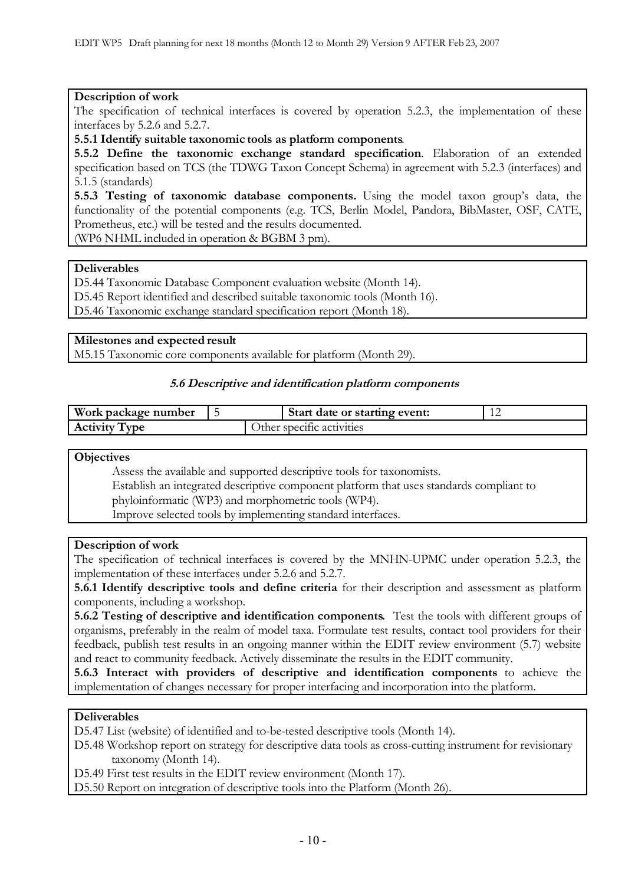**Description of work**

The specification of technical interfaces is covered by operation 5.2.3, the implementation of these interfaces by 5.2.6 and 5.2.7.

**5.5.1 Identify suitable taxonomic tools as platform components**.

**5.5.2 Define the taxonomic exchange standard specification**. Elaboration of an extended specification based on TCS (the TDWG Taxon Concept Schema) in agreement with 5.2.3 (interfaces) and 5.1.5 (standards)

**5.5.3 Testing of taxonomic database components.** Using the model taxon group's data, the functionality of the potential components (e.g. TCS, Berlin Model, Pandora, BibMaster, OSF, CATE, Prometheus, etc.) will be tested and the results documented.

(WP6 NHML included in operation & BGBM 3 pm).

**Deliverables**

D5.44 Taxonomic Database Component evaluation website (Month 14).

D5.45 Report identified and described suitable taxonomic tools (Month 16).

D5.46 Taxonomic exchange standard specification report (Month 18).

**Milestones and expected result**

M5.15 Taxonomic core components available for platform (Month 29).

### *5.6 Descriptive and identification platform components*

| **Work package number** | 5 | **Start date or starting event:** | 12 |
|---|---|---|---|
| **Activity Type** | Other specific activities | | |

**Objectives**

Assess the available and supported descriptive tools for taxonomists.

Establish an integrated descriptive component platform that uses standards compliant to phyloinformatic (WP3) and morphometric tools (WP4).

Improve selected tools by implementing standard interfaces.

**Description of work**

The specification of technical interfaces is covered by the MNHN-UPMC under operation 5.2.3, the implementation of these interfaces under 5.2.6 and 5.2.7.

**5.6.1 Identify descriptive tools and define criteria** for their description and assessment as platform components, including a workshop.

**5.6.2 Testing of descriptive and identification components.** Test the tools with different groups of organisms, preferably in the realm of model taxa. Formulate test results, contact tool providers for their feedback, publish test results in an ongoing manner within the EDIT review environment (5.7) website and react to community feedback. Actively disseminate the results in the EDIT community.

**5.6.3 Interact with providers of descriptive and identification components** to achieve the implementation of changes necessary for proper interfacing and incorporation into the platform.

**Deliverables**

D5.47 List (website) of identified and to-be-tested descriptive tools (Month 14).

D5.48 Workshop report on strategy for descriptive data tools as cross-cutting instrument for revisionary taxonomy (Month 14).

D5.49 First test results in the EDIT review environment (Month 17).

D5.50 Report on integration of descriptive tools into the Platform (Month 26).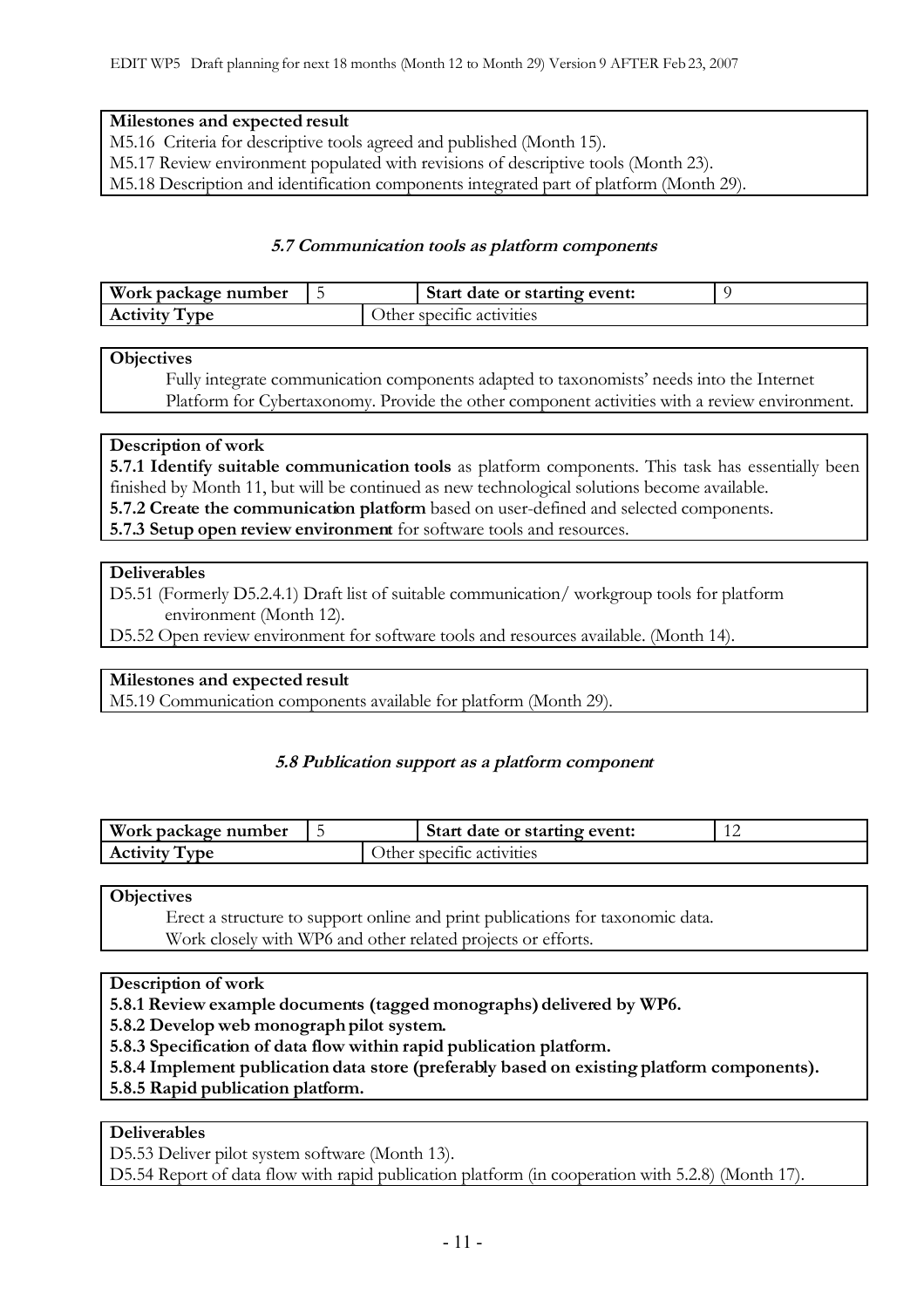**Milestones and expected result**

M5.16 Criteria for descriptive tools agreed and published (Month 15).
M5.17 Review environment populated with revisions of descriptive tools (Month 23).
M5.18 Description and identification components integrated part of platform (Month 29).

### *5.7 Communication tools as platform components*

| Work package number | 5 | Start date or starting event: | 9 |
|---|---|---|---|
| **Activity Type** | | Other specific activities | |

**Objectives**

Fully integrate communication components adapted to taxonomists' needs into the Internet Platform for Cybertaxonomy. Provide the other component activities with a review environment.

**Description of work**

**5.7.1 Identify suitable communication tools** as platform components. This task has essentially been finished by Month 11, but will be continued as new technological solutions become available.
**5.7.2 Create the communication platform** based on user-defined and selected components.
**5.7.3 Setup open review environment** for software tools and resources.

**Deliverables**

D5.51 (Formerly D5.2.4.1) Draft list of suitable communication/ workgroup tools for platform environment (Month 12).
D5.52 Open review environment for software tools and resources available. (Month 14).

**Milestones and expected result**

M5.19 Communication components available for platform (Month 29).

### *5.8 Publication support as a platform component*

| Work package number | 5 | Start date or starting event: | 12 |
|---|---|---|---|
| **Activity Type** | | Other specific activities | |

**Objectives**

Erect a structure to support online and print publications for taxonomic data.
Work closely with WP6 and other related projects or efforts.

**Description of work**

**5.8.1 Review example documents (tagged monographs) delivered by WP6.**
**5.8.2 Develop web monograph pilot system.**
**5.8.3 Specification of data flow within rapid publication platform.**
**5.8.4 Implement publication data store (preferably based on existing platform components).**
**5.8.5 Rapid publication platform.**

**Deliverables**

D5.53 Deliver pilot system software (Month 13).
D5.54 Report of data flow with rapid publication platform (in cooperation with 5.2.8) (Month 17).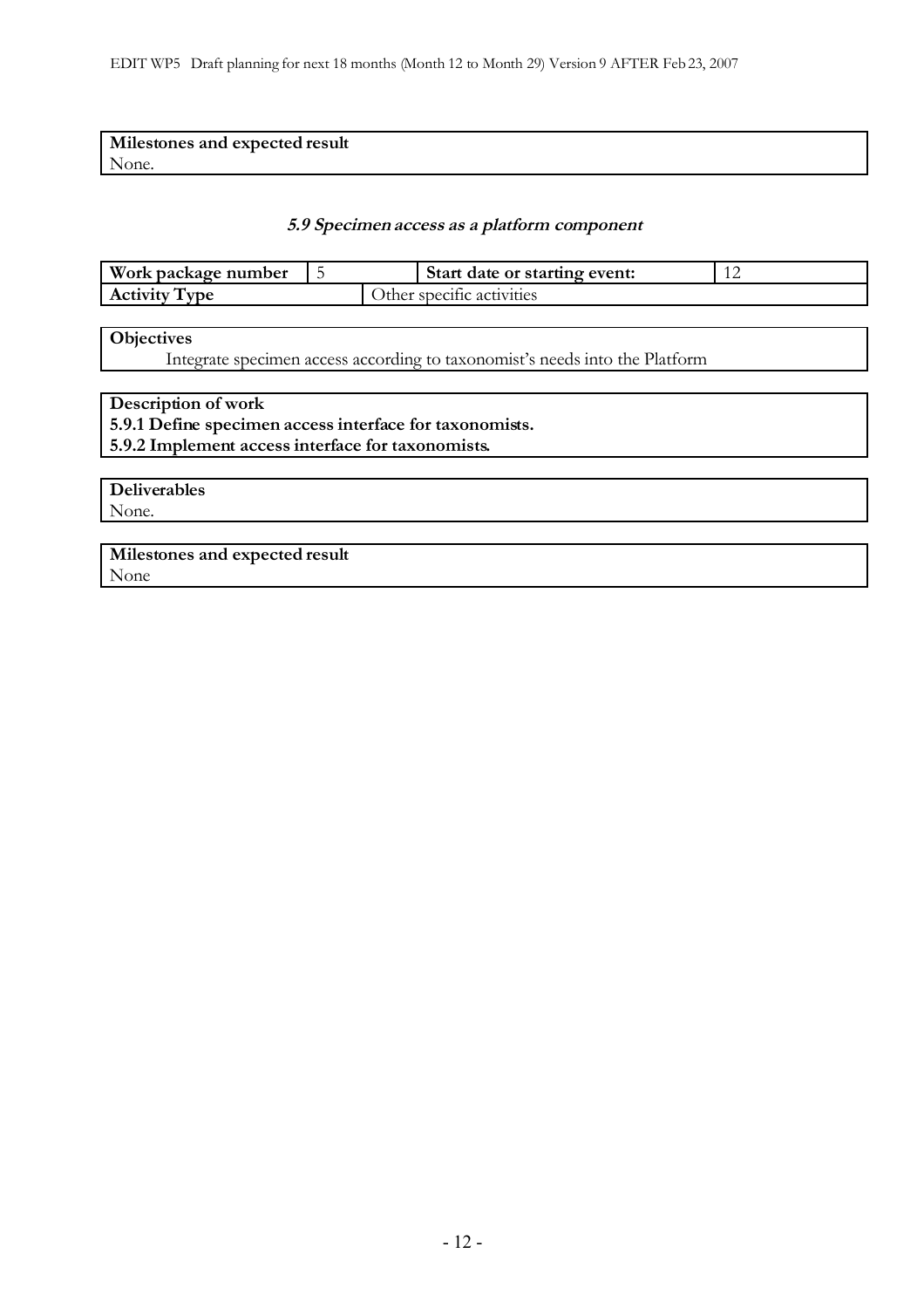**Milestones and expected result**
None.

### *5.9 Specimen access as a platform component*

| **Work package number** | 5 | **Start date or starting event:** | 12 |
|---|---|---|---|
| **Activity Type** | Other specific activities | | |

**Objectives**

Integrate specimen access according to taxonomist's needs into the Platform

**Description of work**

**5.9.1 Define specimen access interface for taxonomists.**

**5.9.2 Implement access interface for taxonomists.**

**Deliverables**
None.

**Milestones and expected result**
None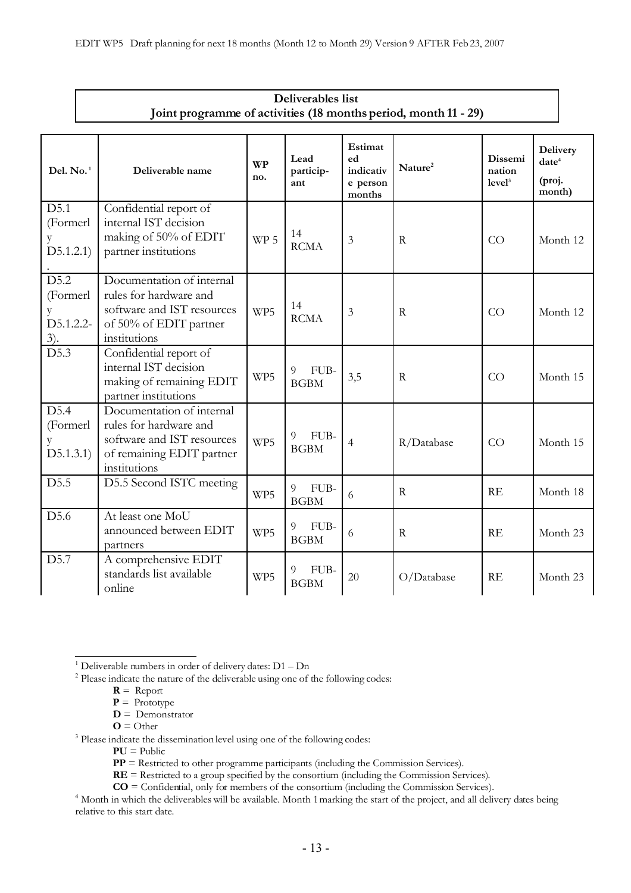**Deliverables list**
**Joint programme of activities (18 months period, month 11 - 29)**

| Del. No.[1] | Deliverable name | WP no. | Lead particip-ant | Estimated indicative person months | Nature[2] | Dissemi nation level[3] | Delivery date[4] (proj. month) |
|---|---|---|---|---|---|---|---|
| D5.1 (Formerly D5.1.2.1). | Confidential report of internal IST decision making of 50% of EDIT partner institutions | WP 5 | 14 RCMA | 3 | R | CO | Month 12 |
| D5.2 (Formerly D5.1.2.2-3). | Documentation of internal rules for hardware and software and IST resources of 50% of EDIT partner institutions | WP5 | 14 RCMA | 3 | R | CO | Month 12 |
| D5.3 | Confidential report of internal IST decision making of remaining EDIT partner institutions | WP5 | 9 FUB-BGBM | 3,5 | R | CO | Month 15 |
| D5.4 (Formerly D5.1.3.1) | Documentation of internal rules for hardware and software and IST resources of remaining EDIT partner institutions | WP5 | 9 FUB-BGBM | 4 | R/Database | CO | Month 15 |
| D5.5 | D5.5 Second ISTC meeting | WP5 | 9 FUB-BGBM | 6 | R | RE | Month 18 |
| D5.6 | At least one MoU announced between EDIT partners | WP5 | 9 FUB-BGBM | 6 | R | RE | Month 23 |
| D5.7 | A comprehensive EDIT standards list available online | WP5 | 9 FUB-BGBM | 20 | O/Database | RE | Month 23 |

[1] Deliverable numbers in order of delivery dates: D1 – Dn

[2] Please indicate the nature of the deliverable using one of the following codes:

- **R** = Report
- **P** = Prototype
- **D** = Demonstrator
- **O** = Other

[3] Please indicate the dissemination level using one of the following codes:

- **PU** = Public
- **PP** = Restricted to other programme participants (including the Commission Services).
- **RE** = Restricted to a group specified by the consortium (including the Commission Services).
- **CO** = Confidential, only for members of the consortium (including the Commission Services).

[4] Month in which the deliverables will be available. Month 1 marking the start of the project, and all delivery dates being relative to this start date.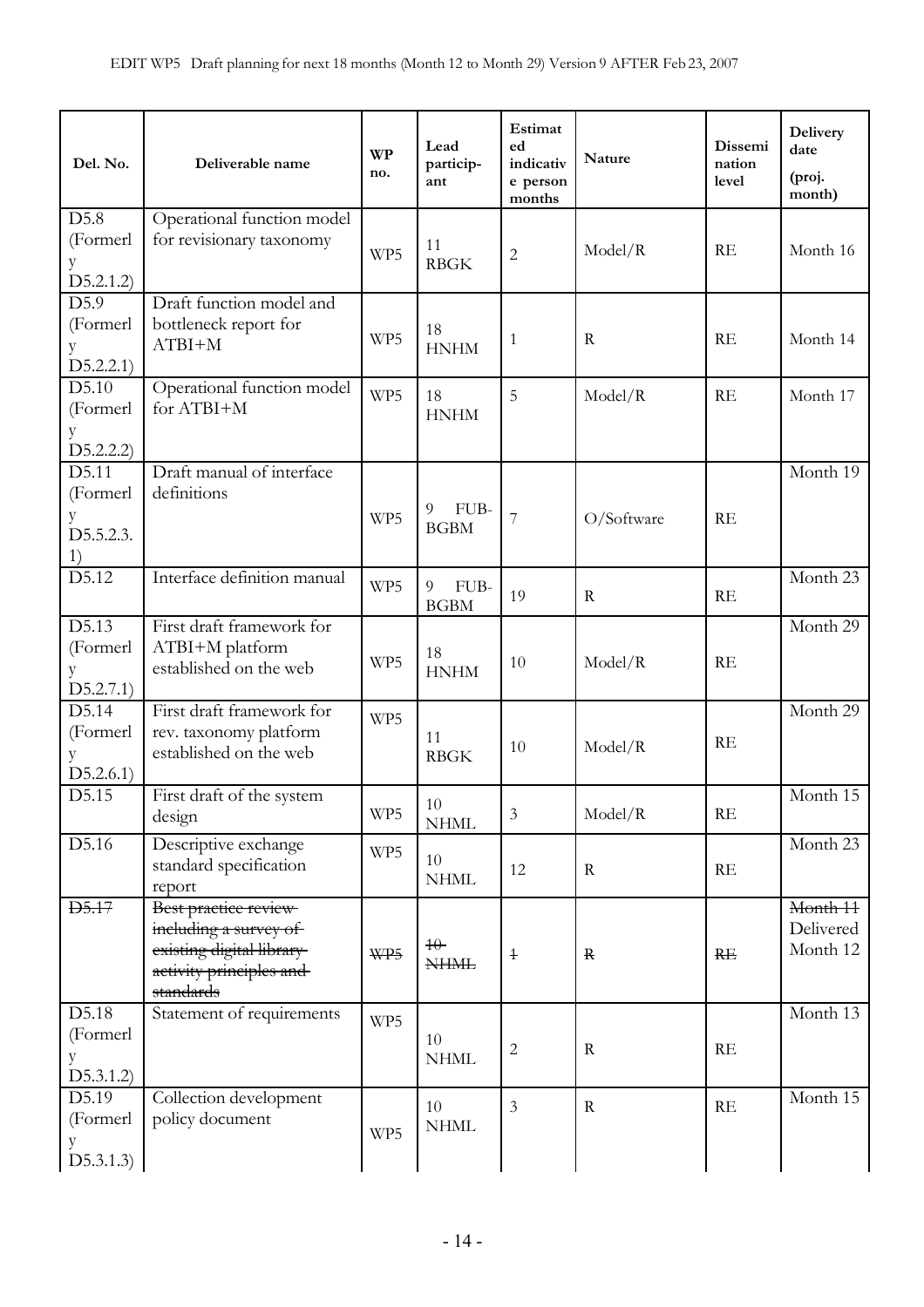EDIT WP5 Draft planning for next 18 months (Month 12 to Month 29) Version 9 AFTER Feb 23, 2007

| Del. No. | Deliverable name | WP no. | Lead particip-ant | Estimated indicative person months | Nature | Dissemination level | Delivery date (proj. month) |
|---|---|---|---|---|---|---|---|
| D5.8 (Formerly D5.2.1.2) | Operational function model for revisionary taxonomy | WP5 | 11 RBGK | 2 | Model/R | RE | Month 16 |
| D5.9 (Formerly D5.2.2.1) | Draft function model and bottleneck report for ATBI+M | WP5 | 18 HNHM | 1 | R | RE | Month 14 |
| D5.10 (Formerly D5.2.2.2) | Operational function model for ATBI+M | WP5 | 18 HNHM | 5 | Model/R | RE | Month 17 |
| D5.11 (Formerly D5.5.2.3.1) | Draft manual of interface definitions | WP5 | 9 FUB-BGBM | 7 | O/Software | RE | Month 19 |
| D5.12 | Interface definition manual | WP5 | 9 FUB-BGBM | 19 | R | RE | Month 23 |
| D5.13 (Formerly D5.2.7.1) | First draft framework for ATBI+M platform established on the web | WP5 | 18 HNHM | 10 | Model/R | RE | Month 29 |
| D5.14 (Formerly D5.2.6.1) | First draft framework for rev. taxonomy platform established on the web | WP5 | 11 RBGK | 10 | Model/R | RE | Month 29 |
| D5.15 | First draft of the system design | WP5 | 10 NHML | 3 | Model/R | RE | Month 15 |
| D5.16 | Descriptive exchange standard specification report | WP5 | 10 NHML | 12 | R | RE | Month 23 |
| ~~D5.17~~ | ~~Best practice review including a survey of existing digital library activity principles and standards~~ | ~~WP5~~ | ~~10 NHML~~ | ~~1~~ | ~~R~~ | ~~RE~~ | ~~Month 11~~ Delivered Month 12 |
| D5.18 (Formerly D5.3.1.2) | Statement of requirements | WP5 | 10 NHML | 2 | R | RE | Month 13 |
| D5.19 (Formerly D5.3.1.3) | Collection development policy document | WP5 | 10 NHML | 3 | R | RE | Month 15 |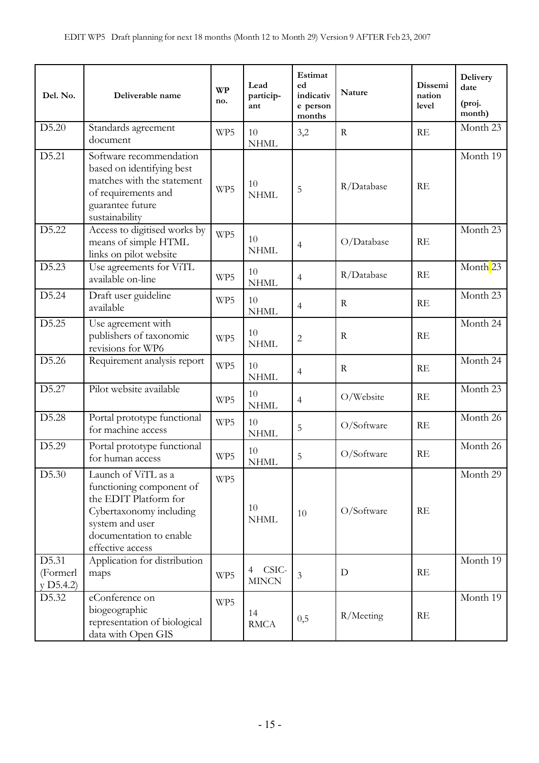| Del. No. | Deliverable name | WP no. | Lead particip-ant | Estimated indicative person months | Nature | Dissemi nation level | Delivery date (proj. month) |
|---|---|---|---|---|---|---|---|
| D5.20 | Standards agreement document | WP5 | 10 NHML | 3,2 | R | RE | Month 23 |
| D5.21 | Software recommendation based on identifying best matches with the statement of requirements and guarantee future sustainability | WP5 | 10 NHML | 5 | R/Database | RE | Month 19 |
| D5.22 | Access to digitised works by means of simple HTML links on pilot website | WP5 | 10 NHML | 4 | O/Database | RE | Month 23 |
| D5.23 | Use agreements for ViTL available on-line | WP5 | 10 NHML | 4 | R/Database | RE | Month 23 |
| D5.24 | Draft user guideline available | WP5 | 10 NHML | 4 | R | RE | Month 23 |
| D5.25 | Use agreement with publishers of taxonomic revisions for WP6 | WP5 | 10 NHML | 2 | R | RE | Month 24 |
| D5.26 | Requirement analysis report | WP5 | 10 NHML | 4 | R | RE | Month 24 |
| D5.27 | Pilot website available | WP5 | 10 NHML | 4 | O/Website | RE | Month 23 |
| D5.28 | Portal prototype functional for machine access | WP5 | 10 NHML | 5 | O/Software | RE | Month 26 |
| D5.29 | Portal prototype functional for human access | WP5 | 10 NHML | 5 | O/Software | RE | Month 26 |
| D5.30 | Launch of ViTL as a functioning component of the EDIT Platform for Cybertaxonomy including system and user documentation to enable effective access | WP5 | 10 NHML | 10 | O/Software | RE | Month 29 |
| D5.31 (Formerly D5.4.2) | Application for distribution maps | WP5 | 4 CSIC-MINCN | 3 | D | RE | Month 19 |
| D5.32 | eConference on biogeographic representation of biological data with Open GIS | WP5 | 14 RMCA | 0,5 | R/Meeting | RE | Month 19 |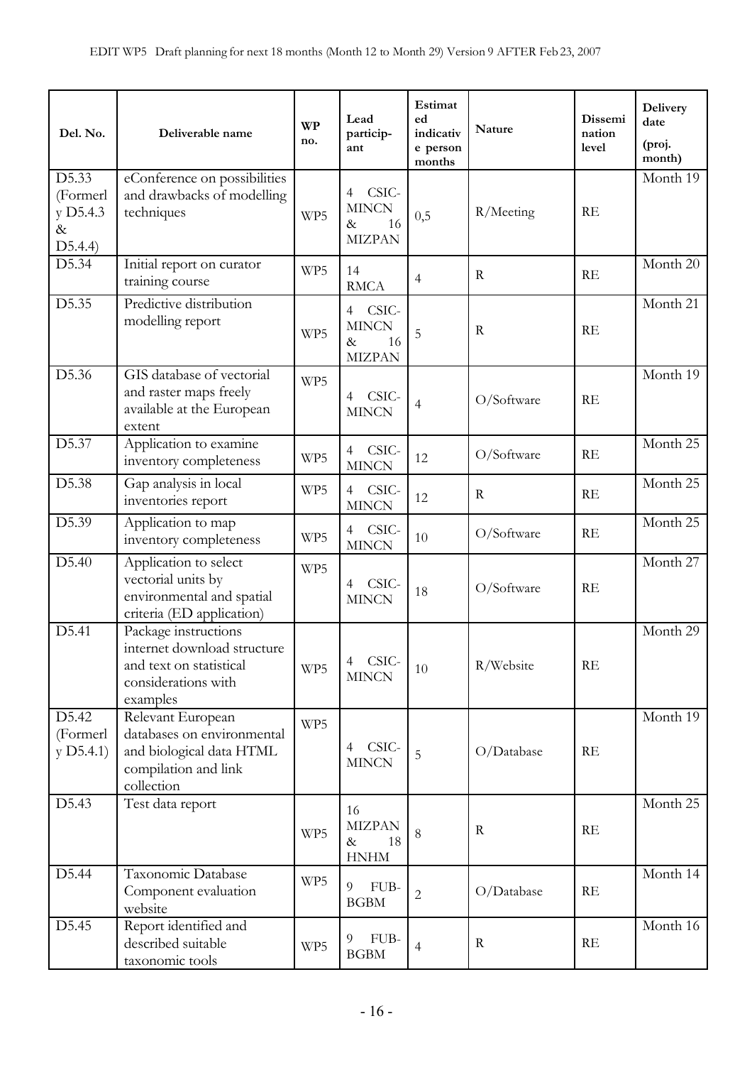| Del. No. | Deliverable name | WP no. | Lead particip-ant | Estimated indicative person months | Nature | Dissemination level | Delivery date (proj. month) |
|---|---|---|---|---|---|---|---|
| D5.33 (Formerly D5.4.3 & D5.4.4) | eConference on possibilities and drawbacks of modelling techniques | WP5 | 4 CSIC-MINCN & 16 MIZPAN | 0,5 | R/Meeting | RE | Month 19 |
| D5.34 | Initial report on curator training course | WP5 | 14 RMCA | 4 | R | RE | Month 20 |
| D5.35 | Predictive distribution modelling report | WP5 | 4 CSIC-MINCN & 16 MIZPAN | 5 | R | RE | Month 21 |
| D5.36 | GIS database of vectorial and raster maps freely available at the European extent | WP5 | 4 CSIC-MINCN | 4 | O/Software | RE | Month 19 |
| D5.37 | Application to examine inventory completeness | WP5 | 4 CSIC-MINCN | 12 | O/Software | RE | Month 25 |
| D5.38 | Gap analysis in local inventories report | WP5 | 4 CSIC-MINCN | 12 | R | RE | Month 25 |
| D5.39 | Application to map inventory completeness | WP5 | 4 CSIC-MINCN | 10 | O/Software | RE | Month 25 |
| D5.40 | Application to select vectorial units by environmental and spatial criteria (ED application) | WP5 | 4 CSIC-MINCN | 18 | O/Software | RE | Month 27 |
| D5.41 | Package instructions internet download structure and text on statistical considerations with examples | WP5 | 4 CSIC-MINCN | 10 | R/Website | RE | Month 29 |
| D5.42 (Formerly D5.4.1) | Relevant European databases on environmental and biological data HTML compilation and link collection | WP5 | 4 CSIC-MINCN | 5 | O/Database | RE | Month 19 |
| D5.43 | Test data report | WP5 | 16 MIZPAN & 18 HNHM | 8 | R | RE | Month 25 |
| D5.44 | Taxonomic Database Component evaluation website | WP5 | 9 FUB-BGBM | 2 | O/Database | RE | Month 14 |
| D5.45 | Report identified and described suitable taxonomic tools | WP5 | 9 FUB-BGBM | 4 | R | RE | Month 16 |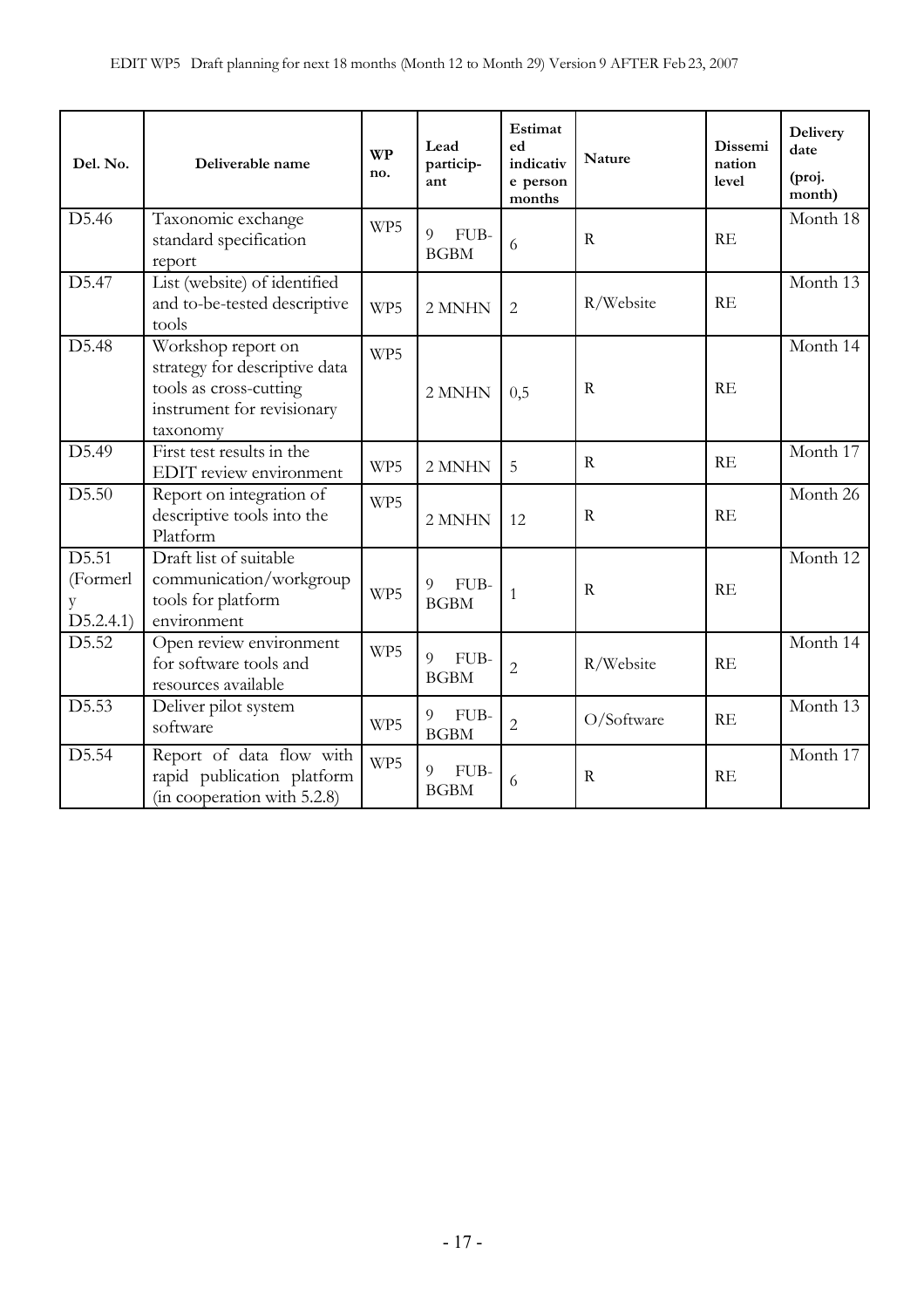| Del. No. | Deliverable name | WP no. | Lead particip-ant | Estimated indicative person months | Nature | Dissemi nation level | Delivery date (proj. month) |
|---|---|---|---|---|---|---|---|
| D5.46 | Taxonomic exchange standard specification report | WP5 | 9 FUB-BGBM | 6 | R | RE | Month 18 |
| D5.47 | List (website) of identified and to-be-tested descriptive tools | WP5 | 2 MNHN | 2 | R/Website | RE | Month 13 |
| D5.48 | Workshop report on strategy for descriptive data tools as cross-cutting instrument for revisionary taxonomy | WP5 | 2 MNHN | 0,5 | R | RE | Month 14 |
| D5.49 | First test results in the EDIT review environment | WP5 | 2 MNHN | 5 | R | RE | Month 17 |
| D5.50 | Report on integration of descriptive tools into the Platform | WP5 | 2 MNHN | 12 | R | RE | Month 26 |
| D5.51 (Formerly D5.2.4.1) | Draft list of suitable communication/workgroup tools for platform environment | WP5 | 9 FUB-BGBM | 1 | R | RE | Month 12 |
| D5.52 | Open review environment for software tools and resources available | WP5 | 9 FUB-BGBM | 2 | R/Website | RE | Month 14 |
| D5.53 | Deliver pilot system software | WP5 | 9 FUB-BGBM | 2 | O/Software | RE | Month 13 |
| D5.54 | Report of data flow with rapid publication platform (in cooperation with 5.2.8) | WP5 | 9 FUB-BGBM | 6 | R | RE | Month 17 |